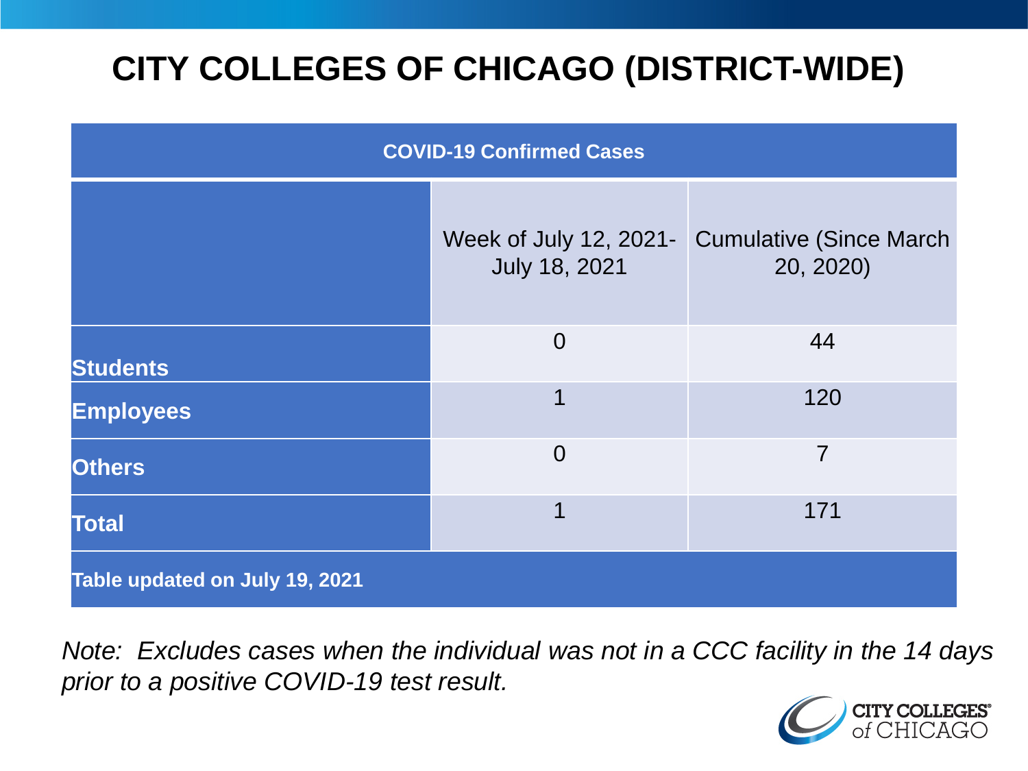# CITY COLLEGES OF CHICAGO (DISTRICT-WIDE)

| COVID-19 Confirmed Cases | | |
|---|---|---|
| | Week of July 12, 2021- July 18, 2021 | Cumulative (Since March 20, 2020) |
| **Students** | 0 | 44 |
| **Employees** | 1 | 120 |
| **Others** | 0 | 7 |
| **Total** | 1 | 171 |
| **Table updated on July 19, 2021** | | |

*Note: Excludes cases when the individual was not in a CCC facility in the 14 days prior to a positive COVID-19 test result.*

CITY COLLEGES of CHICAGO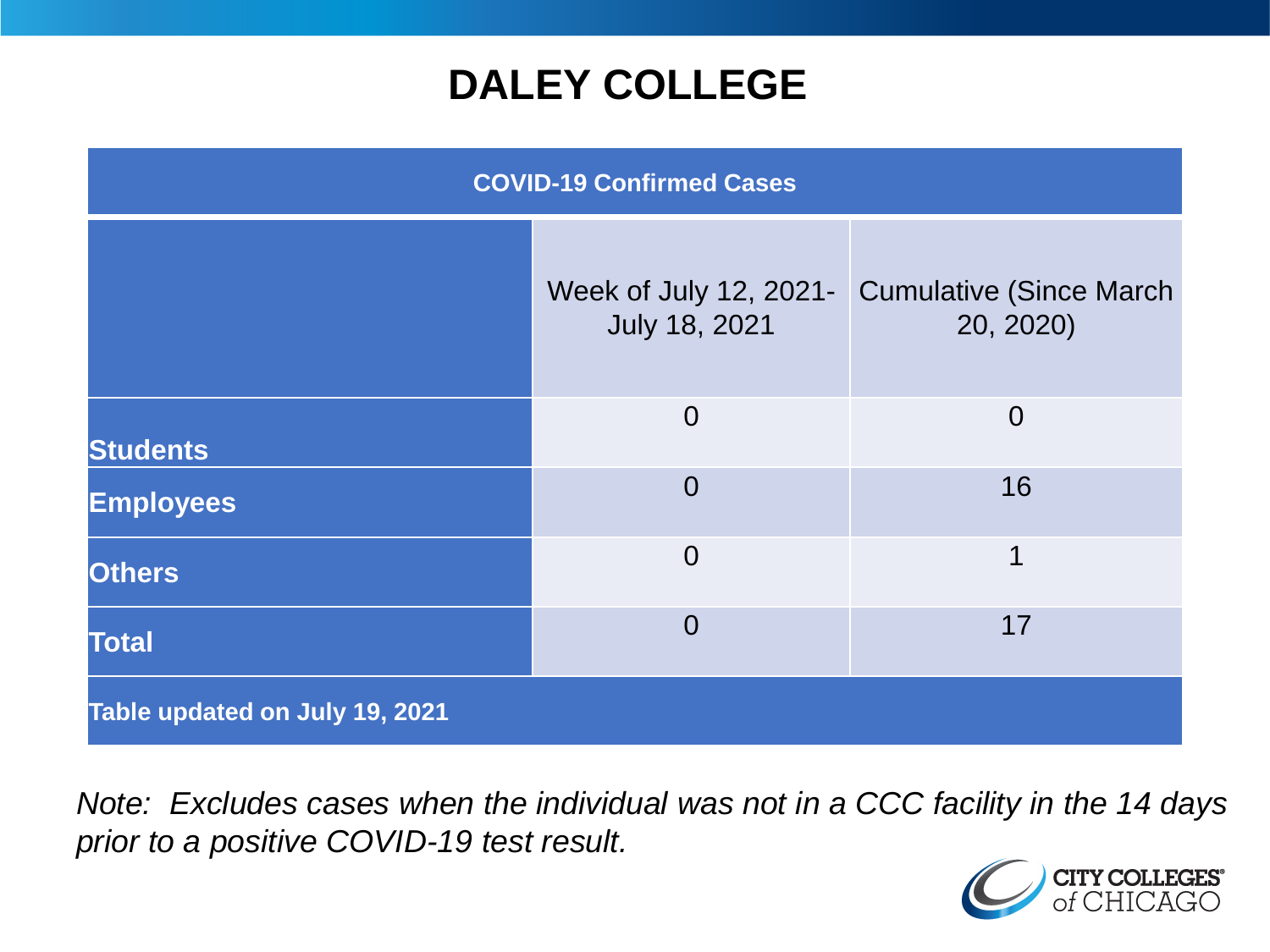# DALEY COLLEGE

| COVID-19 Confirmed Cases | | |
|---|---|---|
| | Week of July 12, 2021-July 18, 2021 | Cumulative (Since March 20, 2020) |
| **Students** | 0 | 0 |
| **Employees** | 0 | 16 |
| **Others** | 0 | 1 |
| **Total** | 0 | 17 |
| **Table updated on July 19, 2021** | | |

*Note: Excludes cases when the individual was not in a CCC facility in the 14 days prior to a positive COVID-19 test result.*

CITY COLLEGES of CHICAGO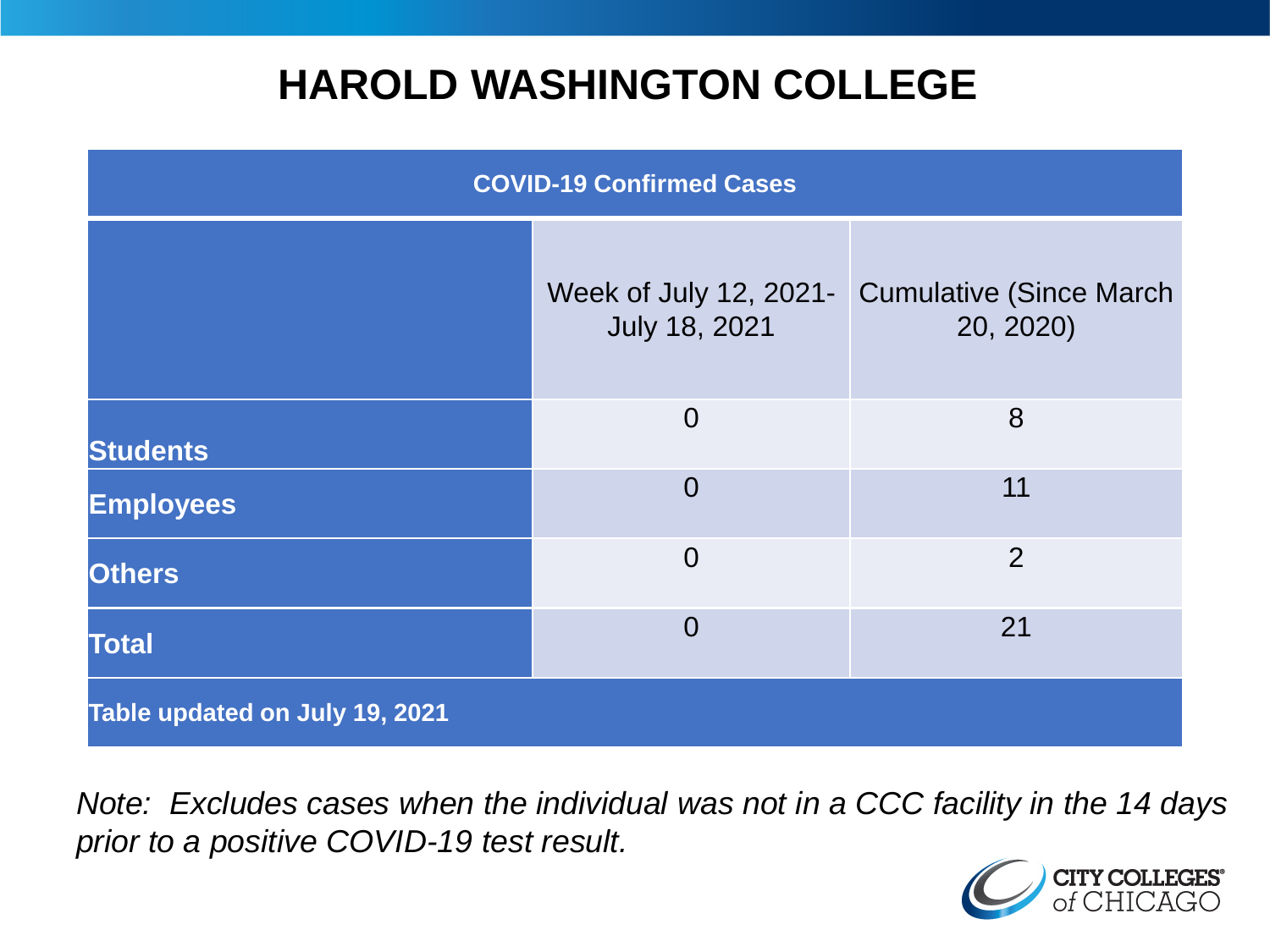# HAROLD WASHINGTON COLLEGE

| COVID-19 Confirmed Cases | | |
|---|---|---|
| | Week of July 12, 2021- July 18, 2021 | Cumulative (Since March 20, 2020) |
| **Students** | 0 | 8 |
| **Employees** | 0 | 11 |
| **Others** | 0 | 2 |
| **Total** | 0 | 21 |
| **Table updated on July 19, 2021** | | |

*Note: Excludes cases when the individual was not in a CCC facility in the 14 days prior to a positive COVID-19 test result.*

CITY COLLEGES of CHICAGO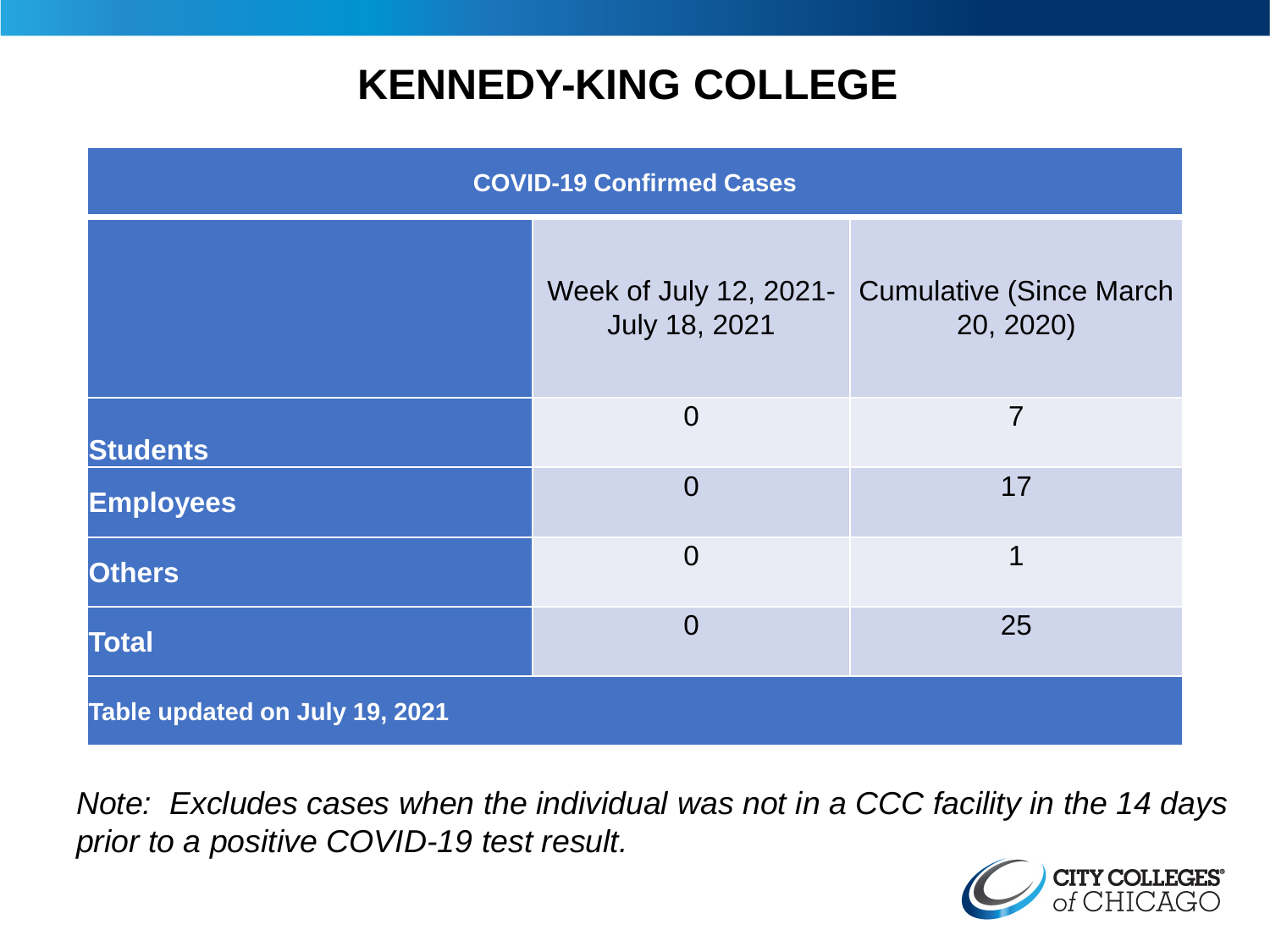# KENNEDY-KING COLLEGE

| COVID-19 Confirmed Cases | | |
|---|---|---|
| | Week of July 12, 2021- July 18, 2021 | Cumulative (Since March 20, 2020) |
| **Students** | 0 | 7 |
| **Employees** | 0 | 17 |
| **Others** | 0 | 1 |
| **Total** | 0 | 25 |
| **Table updated on July 19, 2021** | | |

*Note: Excludes cases when the individual was not in a CCC facility in the 14 days prior to a positive COVID-19 test result.*

CITY COLLEGES of CHICAGO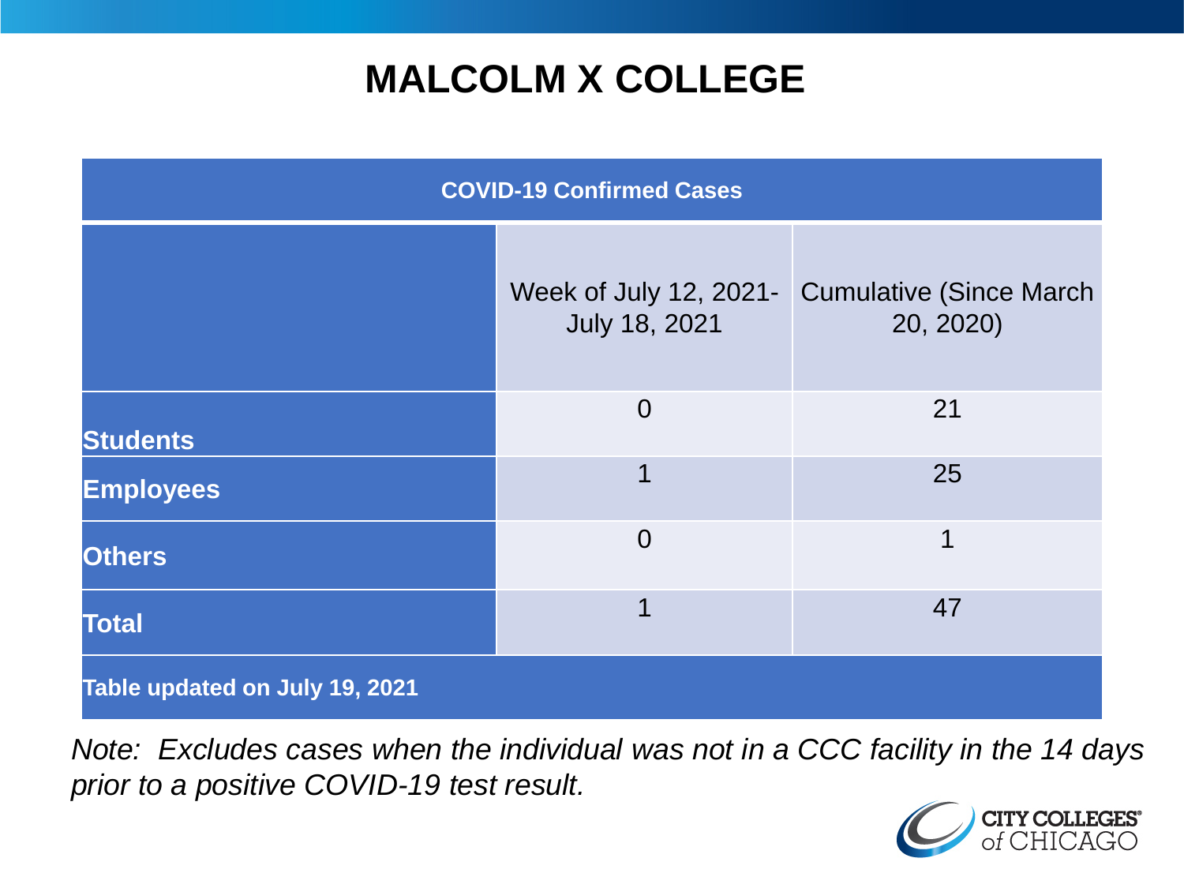# MALCOLM X COLLEGE

| COVID-19 Confirmed Cases | | |
|---|---|---|
| | Week of July 12, 2021-July 18, 2021 | Cumulative (Since March 20, 2020) |
| **Students** | 0 | 21 |
| **Employees** | 1 | 25 |
| **Others** | 0 | 1 |
| **Total** | 1 | 47 |
| **Table updated on July 19, 2021** | | |

*Note: Excludes cases when the individual was not in a CCC facility in the 14 days prior to a positive COVID-19 test result.*

CITY COLLEGES of CHICAGO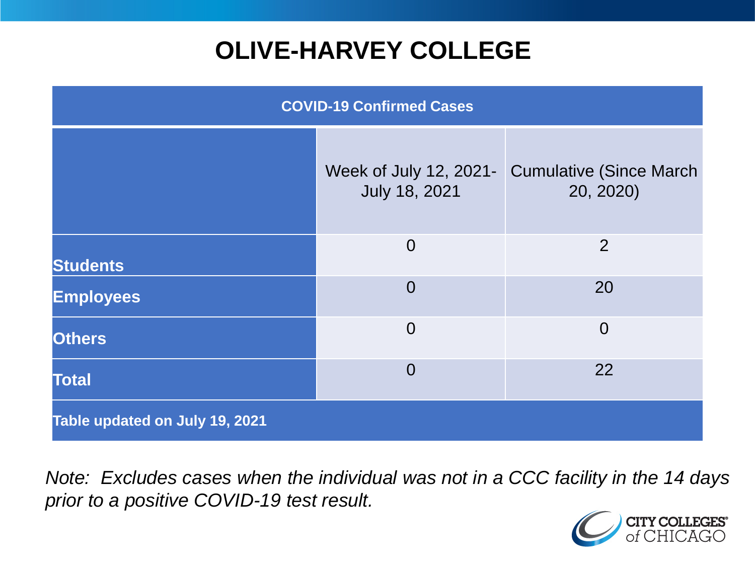# OLIVE-HARVEY COLLEGE

| COVID-19 Confirmed Cases | | |
|---|---|---|
| | Week of July 12, 2021- July 18, 2021 | Cumulative (Since March 20, 2020) |
| **Students** | 0 | 2 |
| **Employees** | 0 | 20 |
| **Others** | 0 | 0 |
| **Total** | 0 | 22 |
| **Table updated on July 19, 2021** | | |

*Note: Excludes cases when the individual was not in a CCC facility in the 14 days prior to a positive COVID-19 test result.*

CITY COLLEGES of CHICAGO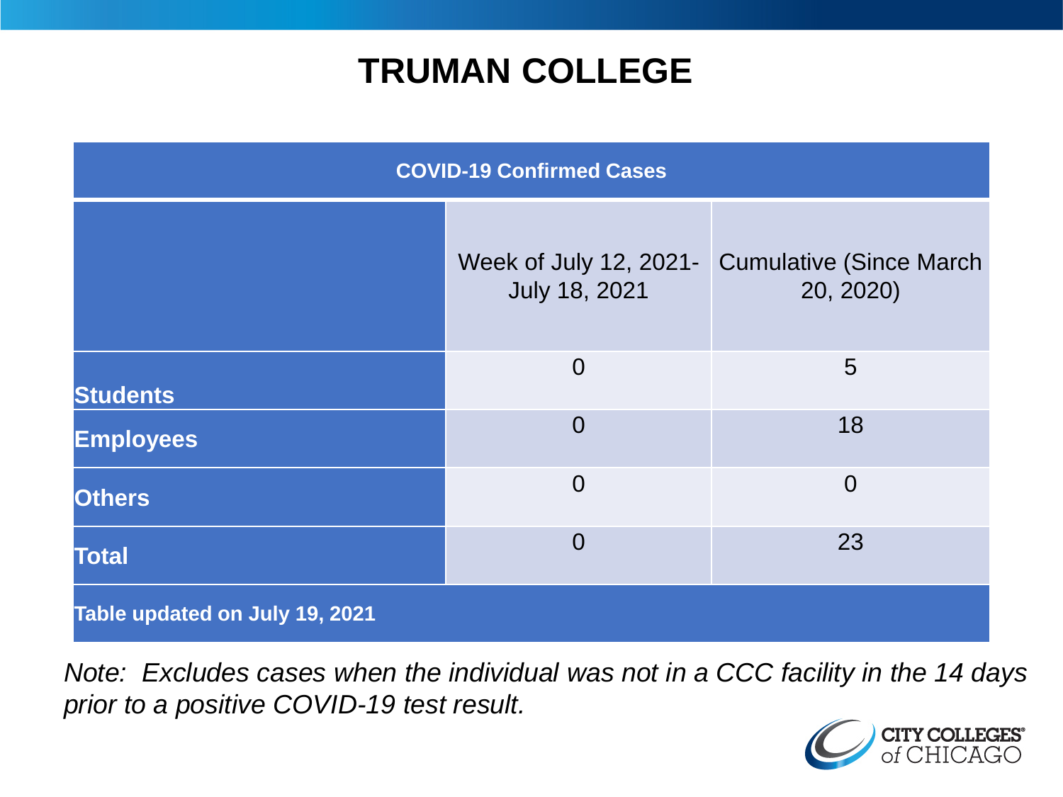# TRUMAN COLLEGE

| COVID-19 Confirmed Cases | | |
|---|---|---|
| | Week of July 12, 2021- July 18, 2021 | Cumulative (Since March 20, 2020) |
| **Students** | 0 | 5 |
| **Employees** | 0 | 18 |
| **Others** | 0 | 0 |
| **Total** | 0 | 23 |
| **Table updated on July 19, 2021** | | |

*Note: Excludes cases when the individual was not in a CCC facility in the 14 days prior to a positive COVID-19 test result.*

CITY COLLEGES of CHICAGO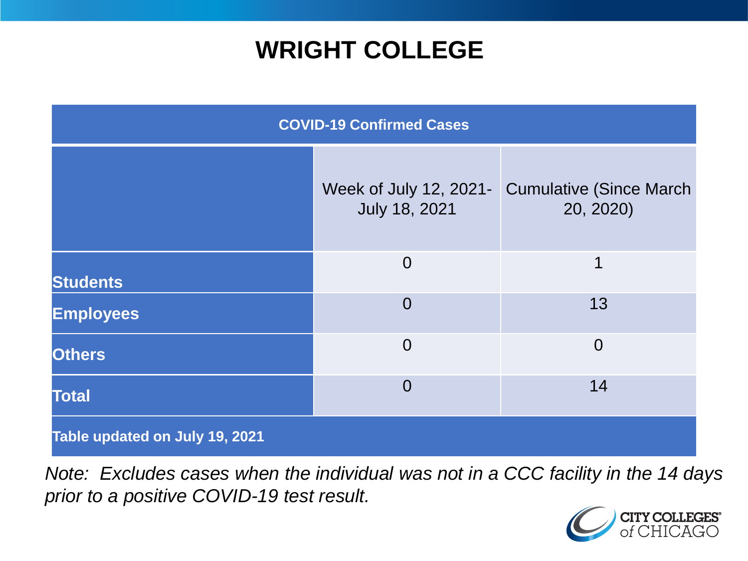# WRIGHT COLLEGE

| COVID-19 Confirmed Cases | | |
|---|---|---|
| | Week of July 12, 2021- July 18, 2021 | Cumulative (Since March 20, 2020) |
| **Students** | 0 | 1 |
| **Employees** | 0 | 13 |
| **Others** | 0 | 0 |
| **Total** | 0 | 14 |
| **Table updated on July 19, 2021** | | |

*Note: Excludes cases when the individual was not in a CCC facility in the 14 days prior to a positive COVID-19 test result.*

CITY COLLEGES of CHICAGO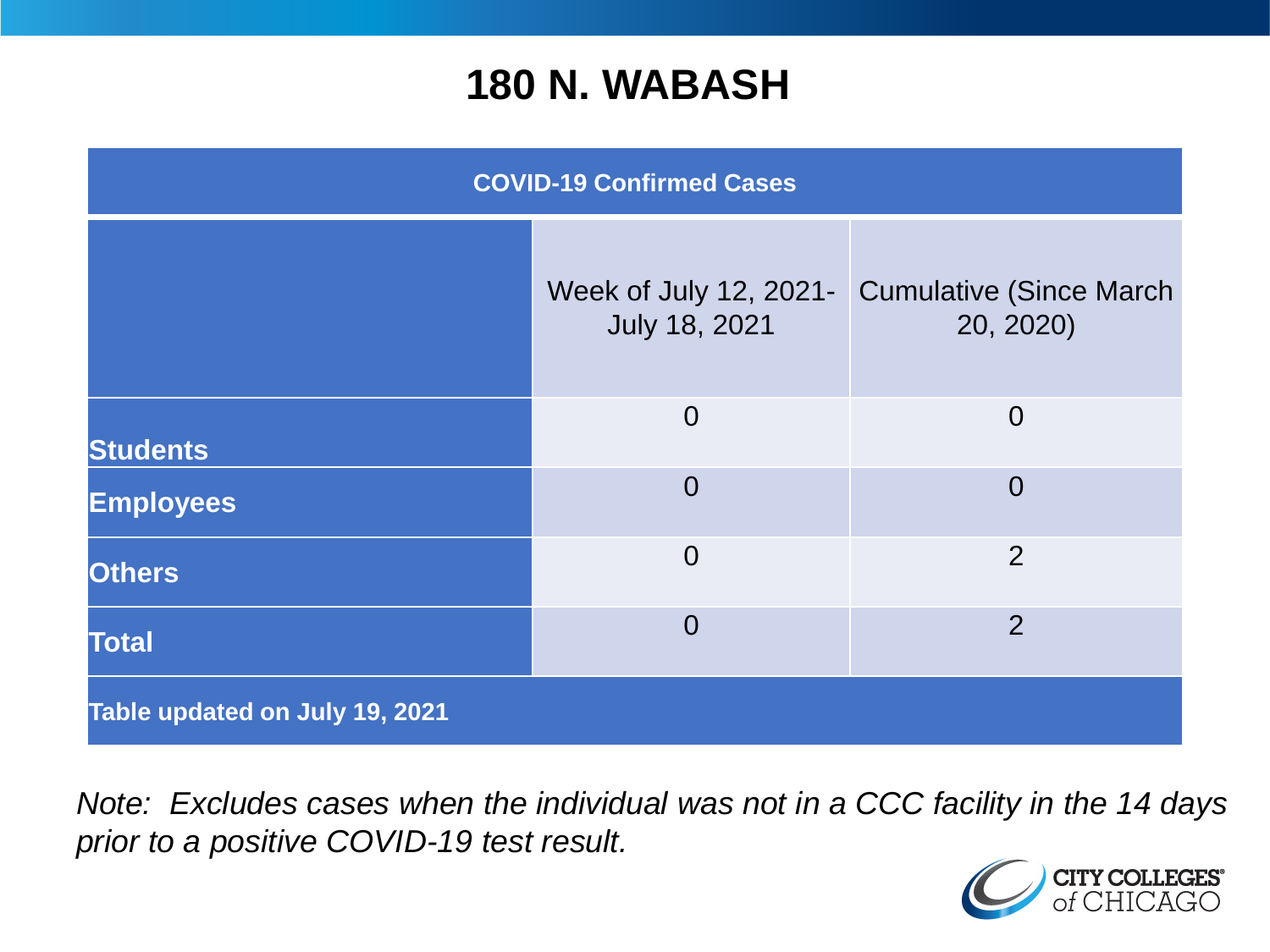# 180 N. WABASH

| COVID-19 Confirmed Cases | | |
|---|---|---|
| | Week of July 12, 2021-July 18, 2021 | Cumulative (Since March 20, 2020) |
| **Students** | 0 | 0 |
| **Employees** | 0 | 0 |
| **Others** | 0 | 2 |
| **Total** | 0 | 2 |
| **Table updated on July 19, 2021** | | |

*Note: Excludes cases when the individual was not in a CCC facility in the 14 days prior to a positive COVID-19 test result.*

CITY COLLEGES of CHICAGO